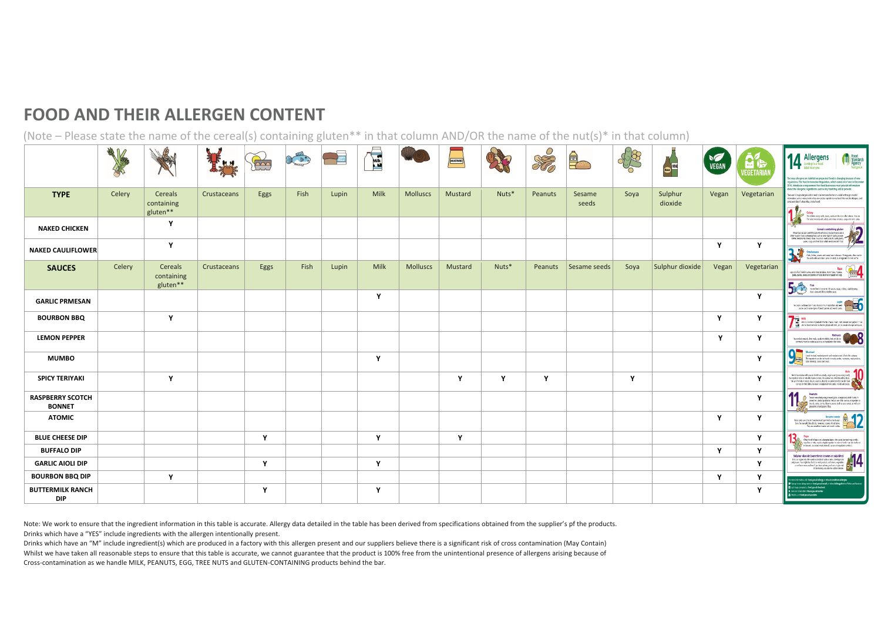# FOOD AND THEIR ALLERGEN CONTENT

(Note – Please state the name of the cereal(s) containing gluten** in that column AND/OR the name of the nut(s)* in that column)

| TYPE | Celery | Cereals containing gluten** | Crustaceans | Eggs | Fish | Lupin | Milk | Molluscs | Mustard | Nuts* | Peanuts | Sesame seeds | Soya | Sulphur dioxide | Vegan | Vegetarian |
|---|---|---|---|---|---|---|---|---|---|---|---|---|---|---|---|---|
| **NAKED CHICKEN** | | Y | | | | | | | | | | | | | | |
| **NAKED CAULIFLOWER** | | Y | | | | | | | | | | | | | Y | Y |
| **SAUCES** | Celery | Cereals containing gluten** | Crustaceans | Eggs | Fish | Lupin | Milk | Molluscs | Mustard | Nuts* | Peanuts | Sesame seeds | Soya | Sulphur dioxide | Vegan | Vegetarian |
| **GARLIC PRMESAN** | | | | | | | Y | | | | | | | | | Y |
| **BOURBON BBQ** | | Y | | | | | | | | | | | | | Y | Y |
| **LEMON PEPPER** | | | | | | | | | | | | | | | Y | Y |
| **MUMBO** | | | | | | | Y | | | | | | | | | Y |
| **SPICY TERIYAKI** | | Y | | | | | | | Y | Y | Y | | Y | | | Y |
| **RASPBERRY SCOTCH BONNET** | | | | | | | | | | | | | | | | Y |
| **ATOMIC** | | | | | | | | | | | | | | | Y | Y |
| **BLUE CHEESE DIP** | | | | Y | | | Y | | Y | | | | | | | Y |
| **BUFFALO DIP** | | | | | | | | | | | | | | | Y | Y |
| **GARLIC AIOLI DIP** | | | | Y | | | Y | | | | | | | | | Y |
| **BOURBON BBQ DIP** | | Y | | | | | | | | | | | | | Y | Y |
| **BUTTERMILK RANCH DIP** | | | | Y | | | Y | | | | | | | | | Y |

Note: We work to ensure that the ingredient information in this table is accurate. Allergy data detailed in the table has been derived from specifications obtained from the supplier's pf the products.
Drinks which have a "YES" include ingredients with the allergen intentionally present.
Drinks which have an "M" include ingredient(s) which are produced in a factory with this allergen present and our suppliers believe there is a significant risk of cross contamination (May Contain)
Whilst we have taken all reasonable steps to ensure that this table is accurate, we cannot guarantee that the product is 100% free from the unintentional presence of allergens arising because of Cross-contamination as we handle MILK, PEANUTS, EGG, TREE NUTS and GLUTEN-CONTAINING products behind the bar.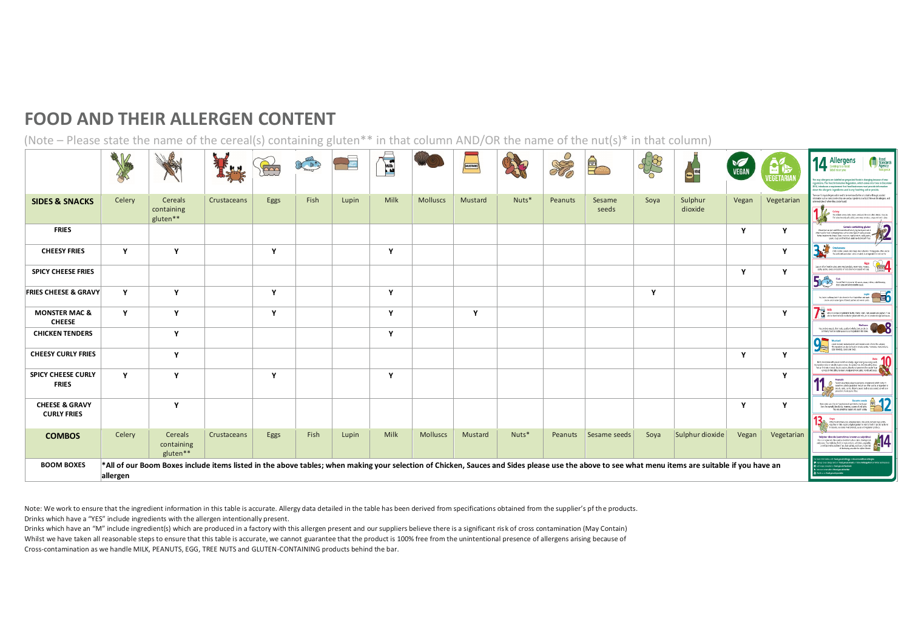# FOOD AND THEIR ALLERGEN CONTENT

(Note – Please state the name of the cereal(s) containing gluten** in that column AND/OR the name of the nut(s)* in that column)

| SIDES & SNACKS | Celery | Cereals containing gluten** | Crustaceans | Eggs | Fish | Lupin | Milk | Molluscs | Mustard | Nuts* | Peanuts | Sesame seeds | Soya | Sulphur dioxide | Vegan | Vegetarian |
|---|---|---|---|---|---|---|---|---|---|---|---|---|---|---|---|---|
| FRIES | | | | | | | | | | | | | | | Y | Y |
| CHEESY FRIES | Y | Y | | Y | | | Y | | | | | | | | | Y |
| SPICY CHEESE FRIES | | | | | | | | | | | | | | | Y | Y |
| FRIES CHEESE & GRAVY | Y | Y | | Y | | | Y | | | | | | Y | | | |
| MONSTER MAC & CHEESE | Y | Y | | Y | | | Y | | Y | | | | | | | Y |
| CHICKEN TENDERS | | Y | | | | | Y | | | | | | | | | |
| CHEESY CURLY FRIES | | Y | | | | | | | | | | | | | Y | Y |
| SPICY CHEESE CURLY FRIES | Y | Y | | Y | | | Y | | | | | | | | | Y |
| CHEESE & GRAVY CURLY FRIES | | Y | | | | | | | | | | | | | Y | Y |
| **COMBOS** | Celery | Cereals containing gluten** | Crustaceans | Eggs | Fish | Lupin | Milk | Molluscs | Mustard | Nuts* | Peanuts | Sesame seeds | Soya | Sulphur dioxide | Vegan | Vegetarian |
| BOOM BOXES | **\*All of our Boom Boxes include items listed in the above tables; when making your selection of Chicken, Sauces and Sides please use the above to see what menu items are suitable if you have an allergen** | | | | | | | | | | | | | | | |

Note: We work to ensure that the ingredient information in this table is accurate. Allergy data detailed in the table has been derived from specifications obtained from the supplier's pf the products.

Drinks which have a "YES" include ingredients with the allergen intentionally present.

Drinks which have an "M" include ingredient(s) which are produced in a factory with this allergen present and our suppliers believe there is a significant risk of cross contamination (May Contain)

Whilst we have taken all reasonable steps to ensure that this table is accurate, we cannot guarantee that the product is 100% free from the unintentional presence of allergens arising because of Cross-contamination as we handle MILK, PEANUTS, EGG, TREE NUTS and GLUTEN-CONTAINING products behind the bar.